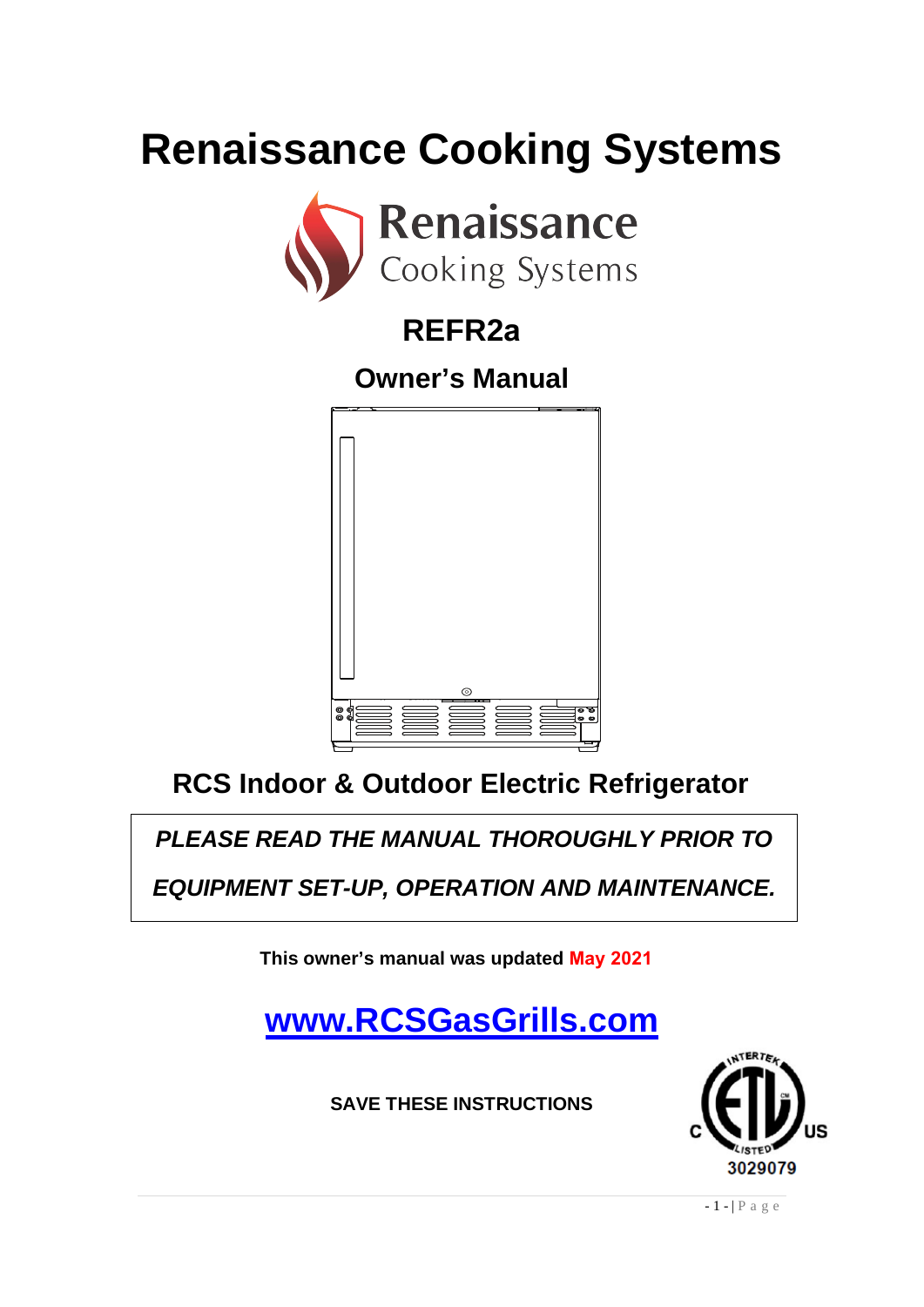# Renaissance Cooking Systems

## REFR2a

## Owner's Manual

## RCS Indoor & Outdoor Electric Refrigerator

***PLEASE READ THE MANUAL THOROUGHLY PRIOR TO EQUIPMENT SET-UP, OPERATION AND MAINTENANCE.***

**This owner's manual was updated May 2021**

## www.RCSGasGrills.com

**SAVE THESE INSTRUCTIONS**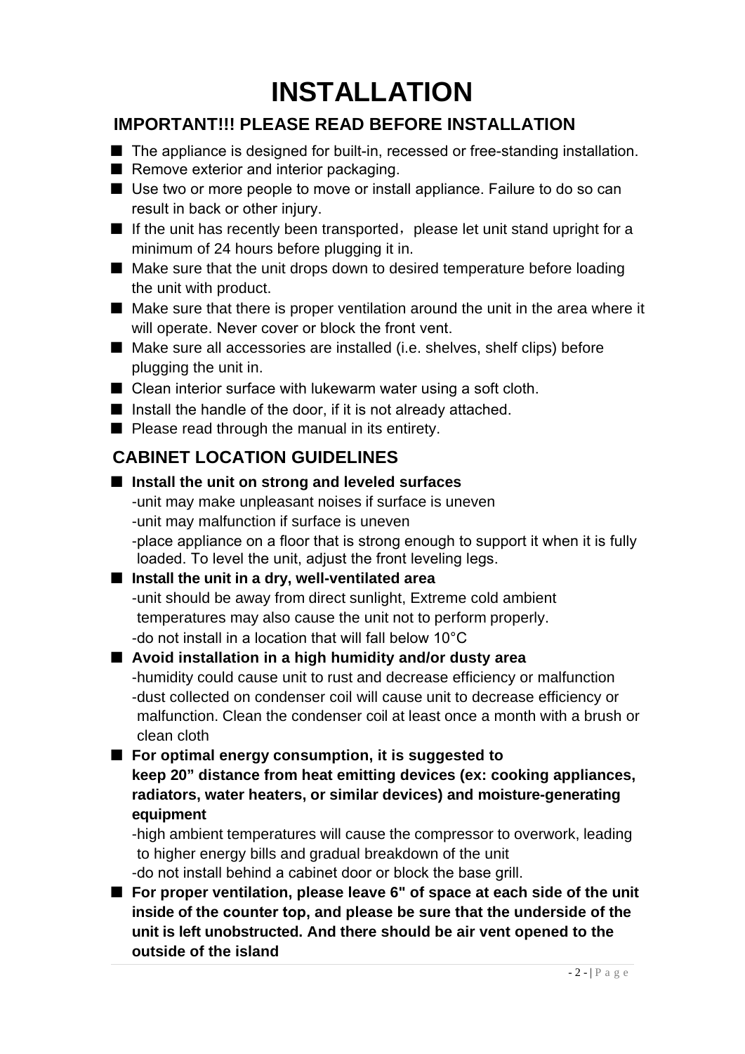# INSTALLATION

## IMPORTANT!!! PLEASE READ BEFORE INSTALLATION

- The appliance is designed for built-in, recessed or free-standing installation.
- Remove exterior and interior packaging.
- Use two or more people to move or install appliance. Failure to do so can result in back or other injury.
- If the unit has recently been transported， please let unit stand upright for a minimum of 24 hours before plugging it in.
- Make sure that the unit drops down to desired temperature before loading the unit with product.
- Make sure that there is proper ventilation around the unit in the area where it will operate. Never cover or block the front vent.
- Make sure all accessories are installed (i.e. shelves, shelf clips) before plugging the unit in.
- Clean interior surface with lukewarm water using a soft cloth.
- Install the handle of the door, if it is not already attached.
- Please read through the manual in its entirety.

## CABINET LOCATION GUIDELINES

- **Install the unit on strong and leveled surfaces**
  -unit may make unpleasant noises if surface is uneven
  -unit may malfunction if surface is uneven
  -place appliance on a floor that is strong enough to support it when it is fully loaded. To level the unit, adjust the front leveling legs.
- **Install the unit in a dry, well-ventilated area**
  -unit should be away from direct sunlight, Extreme cold ambient temperatures may also cause the unit not to perform properly.
  -do not install in a location that will fall below 10°C
- **Avoid installation in a high humidity and/or dusty area**
  -humidity could cause unit to rust and decrease efficiency or malfunction
  -dust collected on condenser coil will cause unit to decrease efficiency or malfunction. Clean the condenser coil at least once a month with a brush or clean cloth
- **For optimal energy consumption, it is suggested to keep 20” distance from heat emitting devices (ex: cooking appliances, radiators, water heaters, or similar devices) and moisture-generating equipment**
  -high ambient temperatures will cause the compressor to overwork, leading to higher energy bills and gradual breakdown of the unit
  -do not install behind a cabinet door or block the base grill.
- **For proper ventilation, please leave 6" of space at each side of the unit inside of the counter top, and please be sure that the underside of the unit is left unobstructed. And there should be air vent opened to the outside of the island**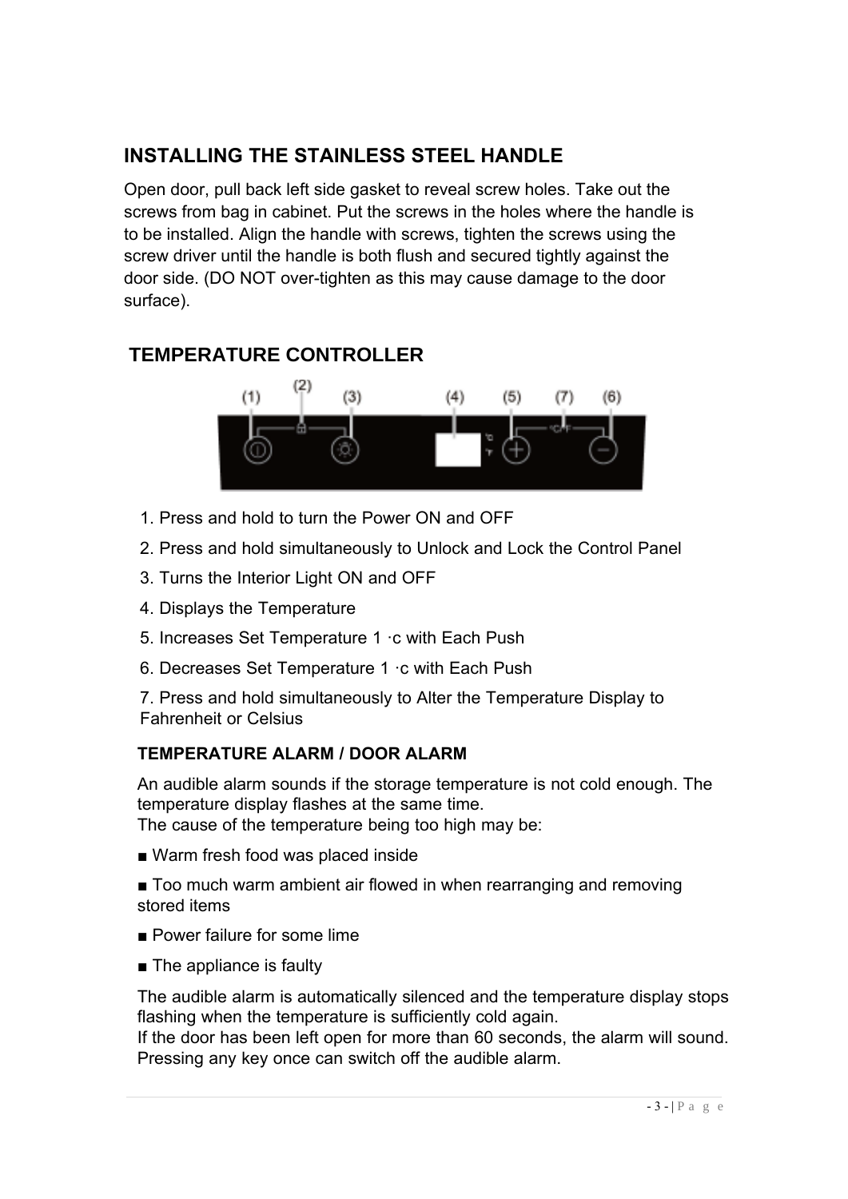## INSTALLING THE STAINLESS STEEL HANDLE

Open door, pull back left side gasket to reveal screw holes. Take out the screws from bag in cabinet. Put the screws in the holes where the handle is to be installed. Align the handle with screws, tighten the screws using the screw driver until the handle is both flush and secured tightly against the door side. (DO NOT over-tighten as this may cause damage to the door surface).

## TEMPERATURE CONTROLLER

1. Press and hold to turn the Power ON and OFF
2. Press and hold simultaneously to Unlock and Lock the Control Panel
3. Turns the Interior Light ON and OFF
4. Displays the Temperature
5. Increases Set Temperature 1 ·c with Each Push
6. Decreases Set Temperature 1 ·c with Each Push
7. Press and hold simultaneously to Alter the Temperature Display to Fahrenheit or Celsius

### TEMPERATURE ALARM / DOOR ALARM

An audible alarm sounds if the storage temperature is not cold enough. The temperature display flashes at the same time.
The cause of the temperature being too high may be:

- Warm fresh food was placed inside
- Too much warm ambient air flowed in when rearranging and removing stored items
- Power failure for some lime
- The appliance is faulty

The audible alarm is automatically silenced and the temperature display stops flashing when the temperature is sufficiently cold again.
If the door has been left open for more than 60 seconds, the alarm will sound. Pressing any key once can switch off the audible alarm.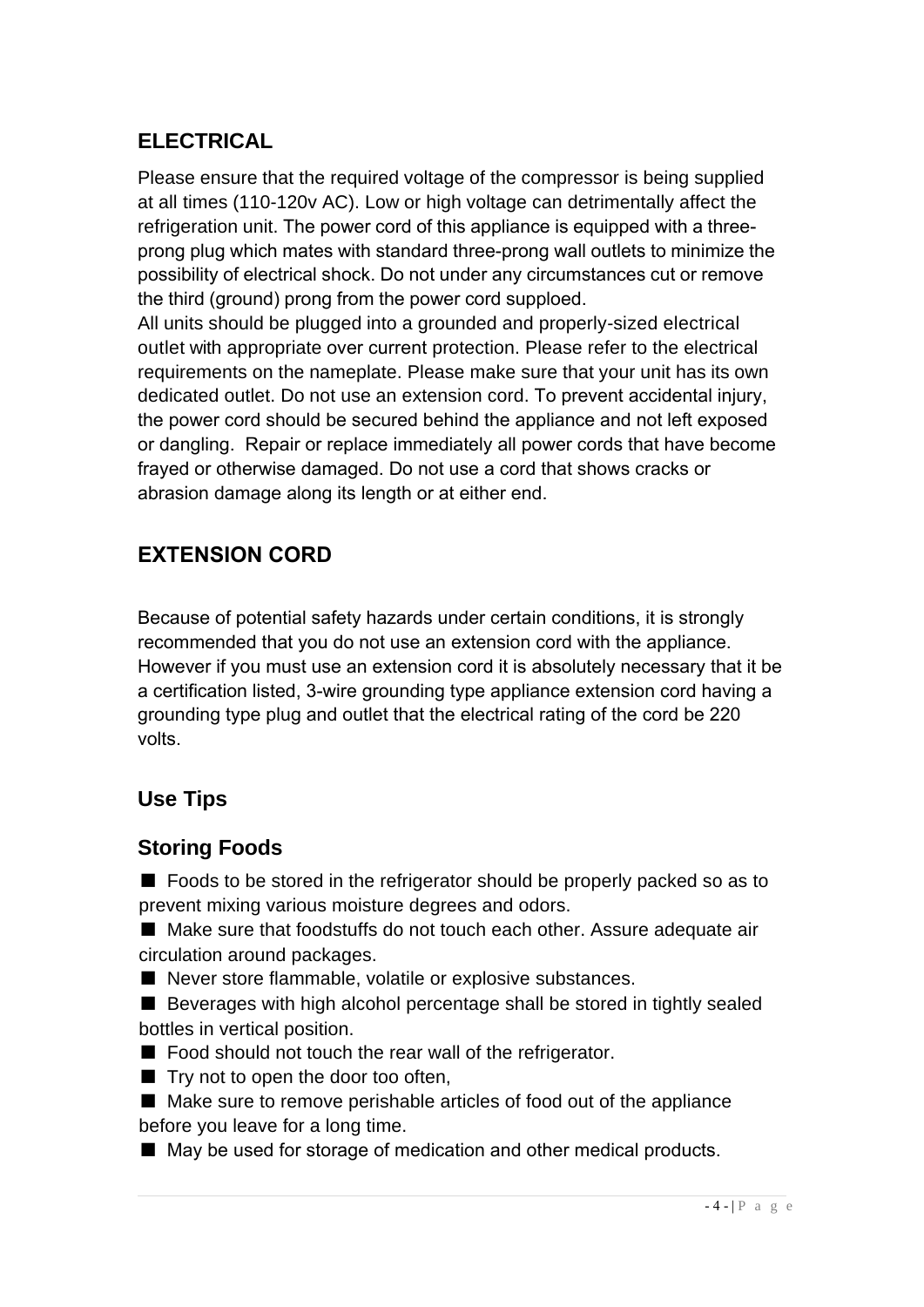## ELECTRICAL

Please ensure that the required voltage of the compressor is being supplied at all times (110-120v AC). Low or high voltage can detrimentally affect the refrigeration unit. The power cord of this appliance is equipped with a three-prong plug which mates with standard three-prong wall outlets to minimize the possibility of electrical shock. Do not under any circumstances cut or remove the third (ground) prong from the power cord supploed.
All units should be plugged into a grounded and properly-sized electrical outlet with appropriate over current protection. Please refer to the electrical requirements on the nameplate. Please make sure that your unit has its own dedicated outlet. Do not use an extension cord. To prevent accidental injury, the power cord should be secured behind the appliance and not left exposed or dangling. Repair or replace immediately all power cords that have become frayed or otherwise damaged. Do not use a cord that shows cracks or abrasion damage along its length or at either end.

## EXTENSION CORD

Because of potential safety hazards under certain conditions, it is strongly recommended that you do not use an extension cord with the appliance. However if you must use an extension cord it is absolutely necessary that it be a certification listed, 3-wire grounding type appliance extension cord having a grounding type plug and outlet that the electrical rating of the cord be 220 volts.

## Use Tips

### Storing Foods

- Foods to be stored in the refrigerator should be properly packed so as to prevent mixing various moisture degrees and odors.
- Make sure that foodstuffs do not touch each other. Assure adequate air circulation around packages.
- Never store flammable, volatile or explosive substances.
- Beverages with high alcohol percentage shall be stored in tightly sealed bottles in vertical position.
- Food should not touch the rear wall of the refrigerator.
- Try not to open the door too often,
- Make sure to remove perishable articles of food out of the appliance before you leave for a long time.
- May be used for storage of medication and other medical products.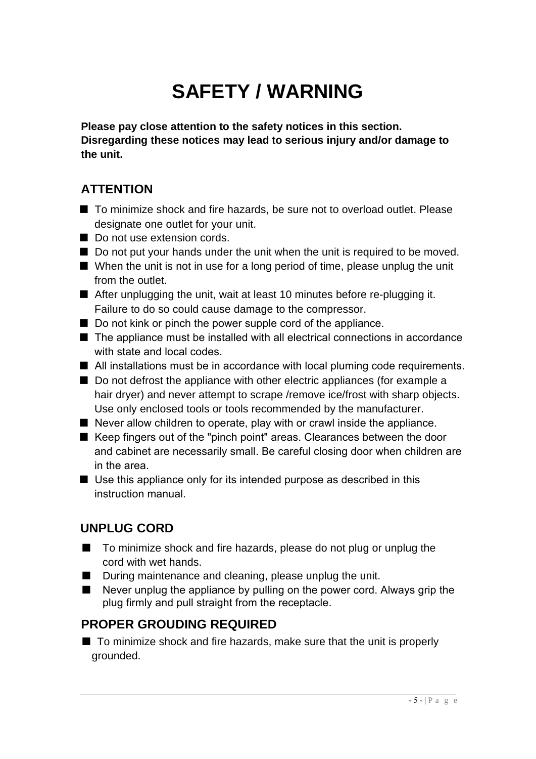# SAFETY / WARNING

**Please pay close attention to the safety notices in this section. Disregarding these notices may lead to serious injury and/or damage to the unit.**

## ATTENTION

- To minimize shock and fire hazards, be sure not to overload outlet. Please designate one outlet for your unit.
- Do not use extension cords.
- Do not put your hands under the unit when the unit is required to be moved.
- When the unit is not in use for a long period of time, please unplug the unit from the outlet.
- After unplugging the unit, wait at least 10 minutes before re-plugging it. Failure to do so could cause damage to the compressor.
- Do not kink or pinch the power supple cord of the appliance.
- The appliance must be installed with all electrical connections in accordance with state and local codes.
- All installations must be in accordance with local pluming code requirements.
- Do not defrost the appliance with other electric appliances (for example a hair dryer) and never attempt to scrape /remove ice/frost with sharp objects. Use only enclosed tools or tools recommended by the manufacturer.
- Never allow children to operate, play with or crawl inside the appliance.
- Keep fingers out of the "pinch point" areas. Clearances between the door and cabinet are necessarily small. Be careful closing door when children are in the area.
- Use this appliance only for its intended purpose as described in this instruction manual.

## UNPLUG CORD

- To minimize shock and fire hazards, please do not plug or unplug the cord with wet hands.
- During maintenance and cleaning, please unplug the unit.
- Never unplug the appliance by pulling on the power cord. Always grip the plug firmly and pull straight from the receptacle.

## PROPER GROUDING REQUIRED

- To minimize shock and fire hazards, make sure that the unit is properly grounded.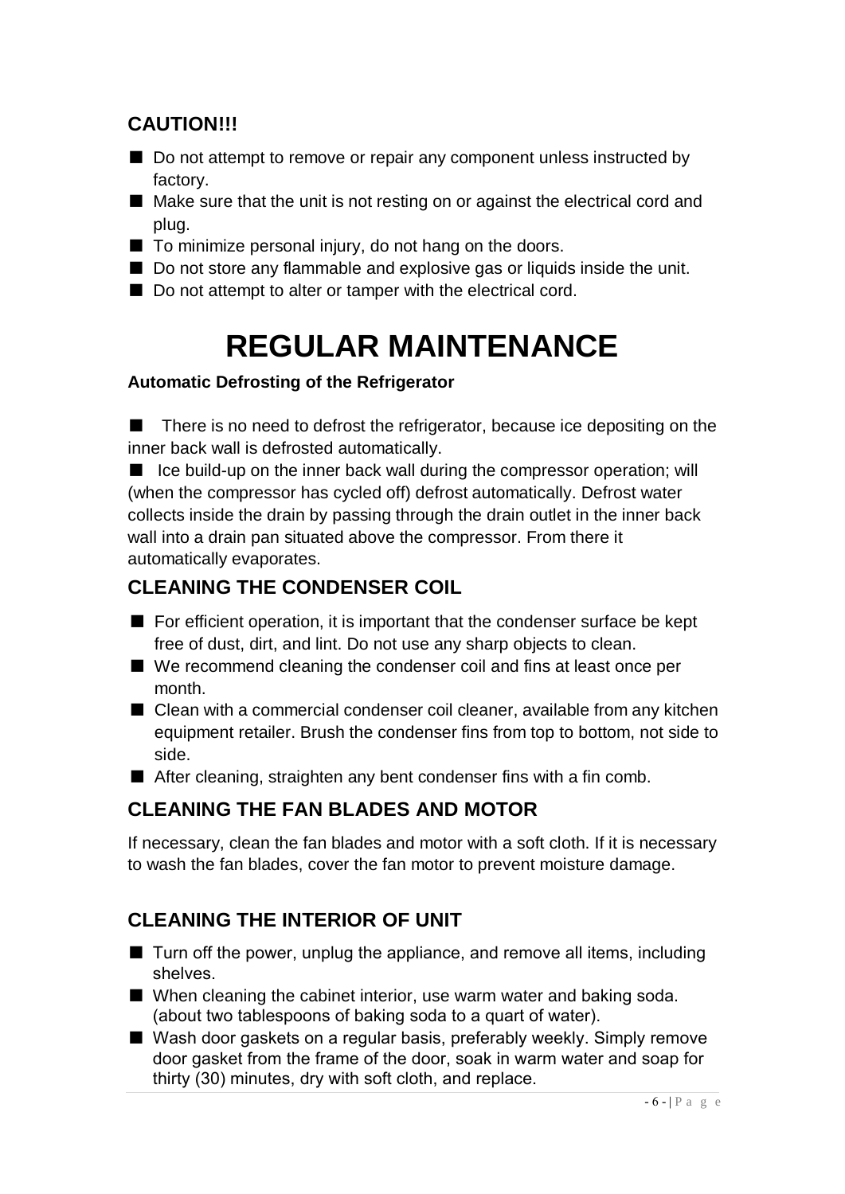### CAUTION!!!

- Do not attempt to remove or repair any component unless instructed by factory.
- Make sure that the unit is not resting on or against the electrical cord and plug.
- To minimize personal injury, do not hang on the doors.
- Do not store any flammable and explosive gas or liquids inside the unit.
- Do not attempt to alter or tamper with the electrical cord.

# REGULAR MAINTENANCE

**Automatic Defrosting of the Refrigerator**

- There is no need to defrost the refrigerator, because ice depositing on the inner back wall is defrosted automatically.
- Ice build-up on the inner back wall during the compressor operation; will (when the compressor has cycled off) defrost automatically. Defrost water collects inside the drain by passing through the drain outlet in the inner back wall into a drain pan situated above the compressor. From there it automatically evaporates.

### CLEANING THE CONDENSER COIL

- For efficient operation, it is important that the condenser surface be kept free of dust, dirt, and lint. Do not use any sharp objects to clean.
- We recommend cleaning the condenser coil and fins at least once per month.
- Clean with a commercial condenser coil cleaner, available from any kitchen equipment retailer. Brush the condenser fins from top to bottom, not side to side.
- After cleaning, straighten any bent condenser fins with a fin comb.

### CLEANING THE FAN BLADES AND MOTOR

If necessary, clean the fan blades and motor with a soft cloth. If it is necessary to wash the fan blades, cover the fan motor to prevent moisture damage.

### CLEANING THE INTERIOR OF UNIT

- Turn off the power, unplug the appliance, and remove all items, including shelves.
- When cleaning the cabinet interior, use warm water and baking soda. (about two tablespoons of baking soda to a quart of water).
- Wash door gaskets on a regular basis, preferably weekly. Simply remove door gasket from the frame of the door, soak in warm water and soap for thirty (30) minutes, dry with soft cloth, and replace.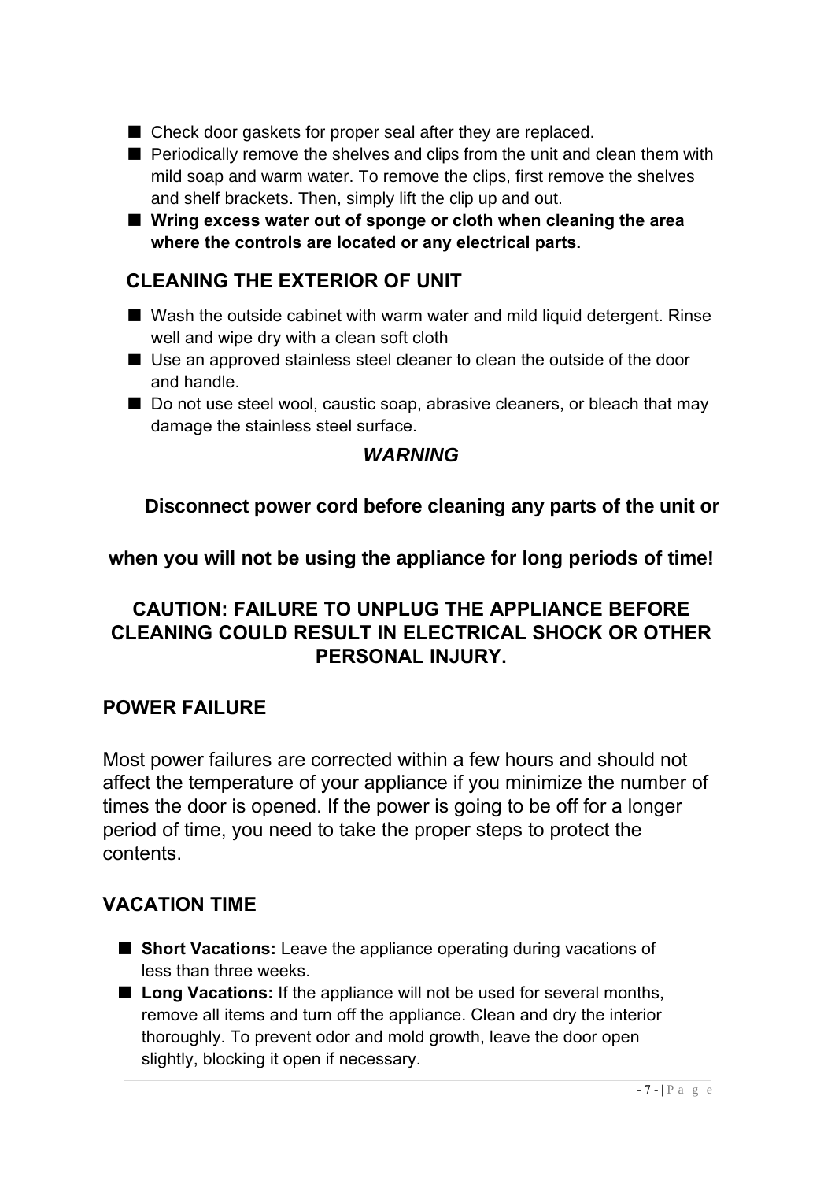- Check door gaskets for proper seal after they are replaced.
- Periodically remove the shelves and clips from the unit and clean them with mild soap and warm water. To remove the clips, first remove the shelves and shelf brackets. Then, simply lift the clip up and out.
- **Wring excess water out of sponge or cloth when cleaning the area where the controls are located or any electrical parts.**

## CLEANING THE EXTERIOR OF UNIT

- Wash the outside cabinet with warm water and mild liquid detergent. Rinse well and wipe dry with a clean soft cloth
- Use an approved stainless steel cleaner to clean the outside of the door and handle.
- Do not use steel wool, caustic soap, abrasive cleaners, or bleach that may damage the stainless steel surface.

***WARNING***

**Disconnect power cord before cleaning any parts of the unit or when you will not be using the appliance for long periods of time!**

**CAUTION: FAILURE TO UNPLUG THE APPLIANCE BEFORE CLEANING COULD RESULT IN ELECTRICAL SHOCK OR OTHER PERSONAL INJURY.**

## POWER FAILURE

Most power failures are corrected within a few hours and should not affect the temperature of your appliance if you minimize the number of times the door is opened. If the power is going to be off for a longer period of time, you need to take the proper steps to protect the contents.

## VACATION TIME

- **Short Vacations:** Leave the appliance operating during vacations of less than three weeks.
- **Long Vacations:** If the appliance will not be used for several months, remove all items and turn off the appliance. Clean and dry the interior thoroughly. To prevent odor and mold growth, leave the door open slightly, blocking it open if necessary.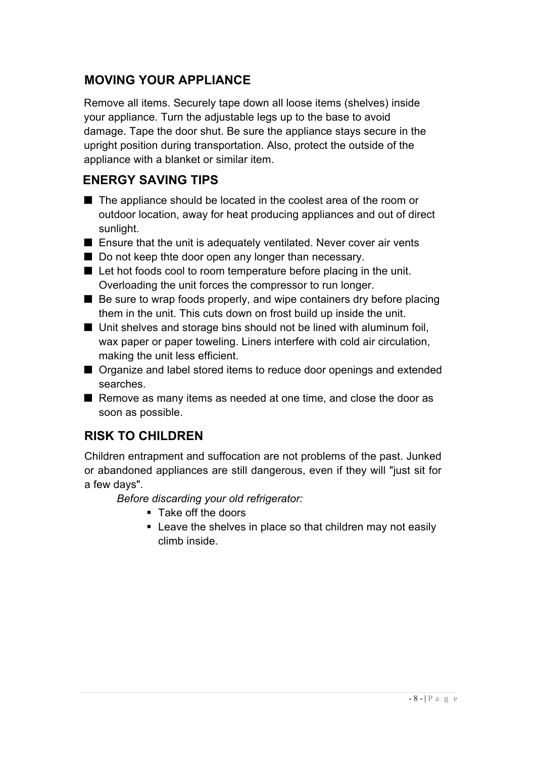## MOVING YOUR APPLIANCE

Remove all items. Securely tape down all loose items (shelves) inside your appliance. Turn the adjustable legs up to the base to avoid damage. Tape the door shut. Be sure the appliance stays secure in the upright position during transportation. Also, protect the outside of the appliance with a blanket or similar item.

## ENERGY SAVING TIPS

- The appliance should be located in the coolest area of the room or outdoor location, away for heat producing appliances and out of direct sunlight.
- Ensure that the unit is adequately ventilated. Never cover air vents
- Do not keep thte door open any longer than necessary.
- Let hot foods cool to room temperature before placing in the unit. Overloading the unit forces the compressor to run longer.
- Be sure to wrap foods properly, and wipe containers dry before placing them in the unit. This cuts down on frost build up inside the unit.
- Unit shelves and storage bins should not be lined with aluminum foil, wax paper or paper toweling. Liners interfere with cold air circulation, making the unit less efficient.
- Organize and label stored items to reduce door openings and extended searches.
- Remove as many items as needed at one time, and close the door as soon as possible.

## RISK TO CHILDREN

Children entrapment and suffocation are not problems of the past. Junked or abandoned appliances are still dangerous, even if they will "just sit for a few days".

*Before discarding your old refrigerator:*

- Take off the doors
- Leave the shelves in place so that children may not easily climb inside.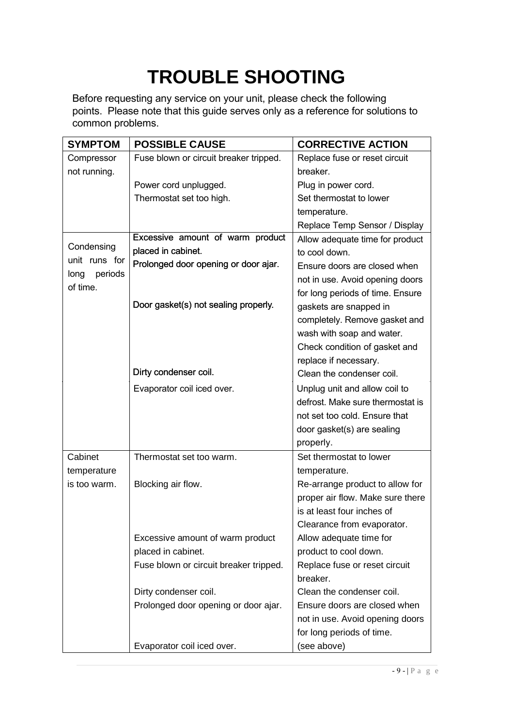# TROUBLE SHOOTING

Before requesting any service on your unit, please check the following points. Please note that this guide serves only as a reference for solutions to common problems.

| SYMPTOM | POSSIBLE CAUSE | CORRECTIVE ACTION |
|---|---|---|
| Compressor not running. | Fuse blown or circuit breaker tripped. | Replace fuse or reset circuit breaker. |
| | Power cord unplugged. | Plug in power cord. |
| | Thermostat set too high. | Set thermostat to lower temperature. |
| | | Replace Temp Sensor / Display |
| Condensing unit runs for long periods of time. | Excessive amount of warm product placed in cabinet. | Allow adequate time for product to cool down. |
| | Prolonged door opening or door ajar. | Ensure doors are closed when not in use. Avoid opening doors for long periods of time. Ensure |
| | Door gasket(s) not sealing properly. | gaskets are snapped in completely. Remove gasket and wash with soap and water. Check condition of gasket and replace if necessary. |
| | Dirty condenser coil. | Clean the condenser coil. |
| | Evaporator coil iced over. | Unplug unit and allow coil to defrost. Make sure thermostat is not set too cold. Ensure that door gasket(s) are sealing properly. |
| Cabinet temperature is too warm. | Thermostat set too warm. | Set thermostat to lower temperature. |
| | Blocking air flow. | Re-arrange product to allow for proper air flow. Make sure there is at least four inches of Clearance from evaporator. |
| | Excessive amount of warm product placed in cabinet. | Allow adequate time for product to cool down. |
| | Fuse blown or circuit breaker tripped. | Replace fuse or reset circuit breaker. |
| | Dirty condenser coil. | Clean the condenser coil. |
| | Prolonged door opening or door ajar. | Ensure doors are closed when not in use. Avoid opening doors for long periods of time. |
| | Evaporator coil iced over. | (see above) |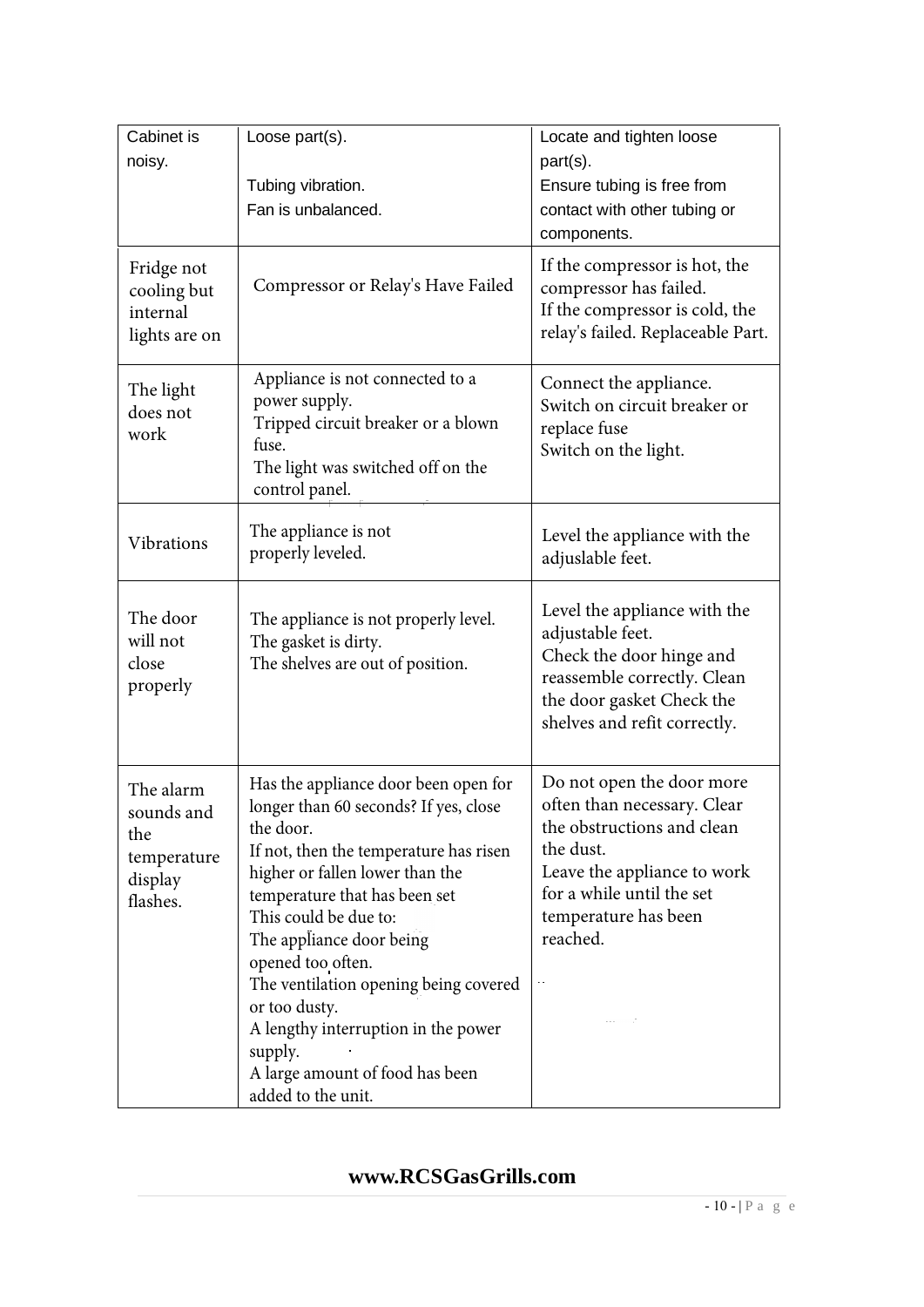| Cabinet is noisy. | Loose part(s).<br><br>Tubing vibration.<br>Fan is unbalanced. | Locate and tighten loose part(s).<br>Ensure tubing is free from contact with other tubing or components. |
|---|---|---|
| Fridge not cooling but internal lights are on | Compressor or Relay's Have Failed | If the compressor is hot, the compressor has failed.<br>If the compressor is cold, the relay's failed. Replaceable Part. |
| The light does not work | Appliance is not connected to a power supply.<br>Tripped circuit breaker or a blown fuse.<br>The light was switched off on the control panel. | Connect the appliance.<br>Switch on circuit breaker or replace fuse<br>Switch on the light. |
| Vibrations | The appliance is not properly leveled. | Level the appliance with the adjuslable feet. |
| The door will not close properly | The appliance is not properly level.<br>The gasket is dirty.<br>The shelves are out of position. | Level the appliance with the adjustable feet.<br>Check the door hinge and reassemble correctly. Clean the door gasket Check the shelves and refit correctly. |
| The alarm sounds and the temperature display flashes. | Has the appliance door been open for longer than 60 seconds? If yes, close the door.<br>If not, then the temperature has risen higher or fallen lower than the temperature that has been set<br>This could be due to:<br>The appliance door being opened too often.<br>The ventilation opening being covered or too dusty.<br>A lengthy interruption in the power supply.<br>A large amount of food has been added to the unit. | Do not open the door more often than necessary. Clear the obstructions and clean the dust.<br>Leave the appliance to work for a while until the set temperature has been reached. |

**www.RCSGasGrills.com**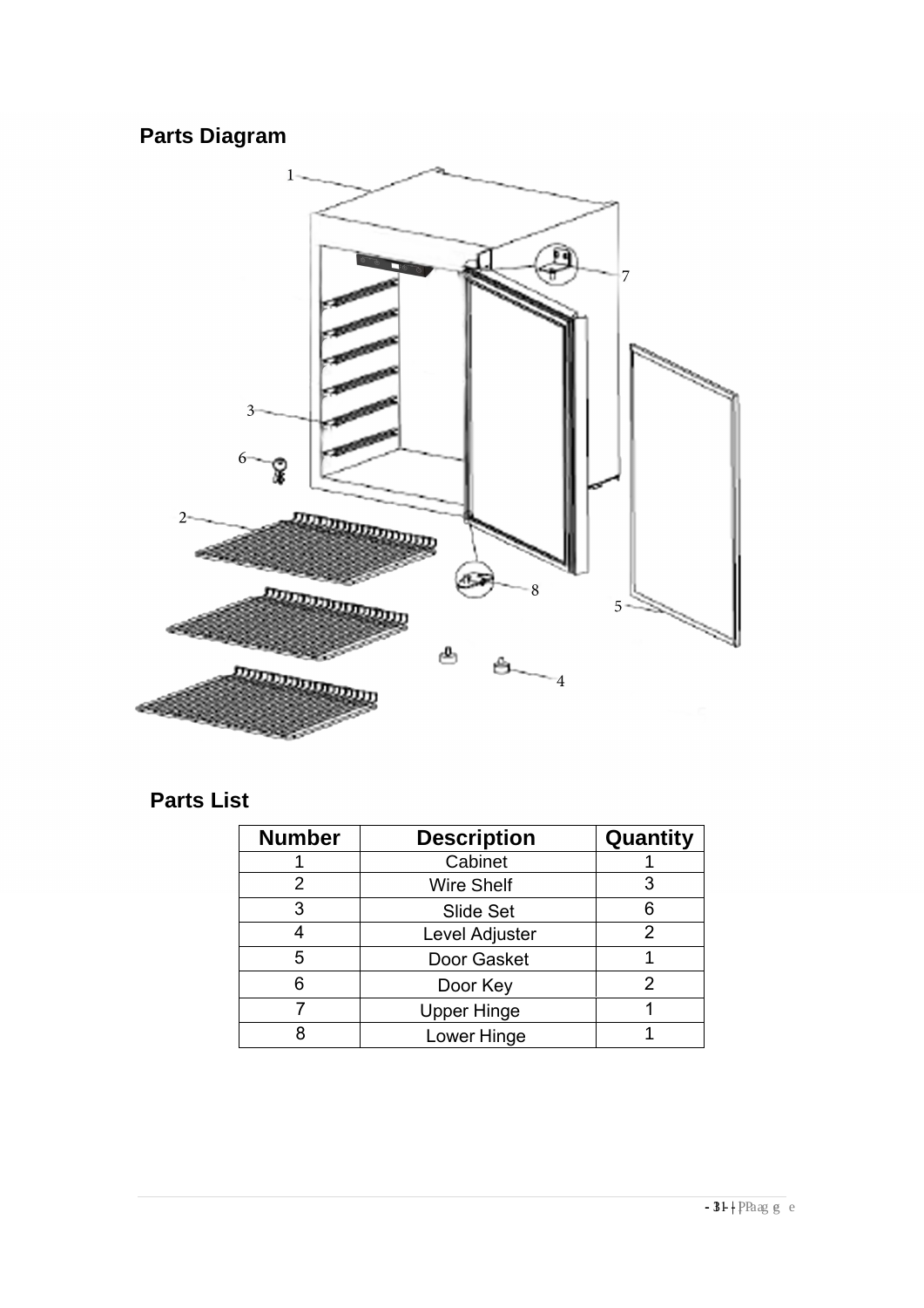## Parts Diagram

1
7
3
6
2
8
5
4

## Parts List

| Number | Description | Quantity |
|---|---|---|
| 1 | Cabinet | 1 |
| 2 | Wire Shelf | 3 |
| 3 | Slide Set | 6 |
| 4 | Level Adjuster | 2 |
| 5 | Door Gasket | 1 |
| 6 | Door Key | 2 |
| 7 | Upper Hinge | 1 |
| 8 | Lower Hinge | 1 |